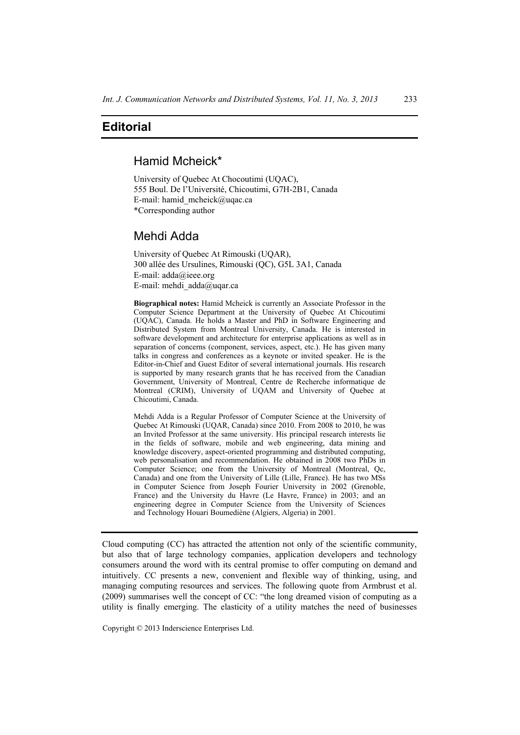# Editorial

## Hamid Mcheick*

University of Quebec At Chocoutimi (UQAC),
555 Boul. De l'Université, Chicoutimi, G7H-2B1, Canada
E-mail: hamid_mcheick@uqac.ca
*Corresponding author

## Mehdi Adda

University of Quebec At Rimouski (UQAR),
300 allée des Ursulines, Rimouski (QC), G5L 3A1, Canada
E-mail: adda@ieee.org
E-mail: mehdi_adda@uqar.ca

**Biographical notes:** Hamid Mcheick is currently an Associate Professor in the Computer Science Department at the University of Quebec At Chicoutimi (UQAC), Canada. He holds a Master and PhD in Software Engineering and Distributed System from Montreal University, Canada. He is interested in software development and architecture for enterprise applications as well as in separation of concerns (component, services, aspect, etc.). He has given many talks in congress and conferences as a keynote or invited speaker. He is the Editor-in-Chief and Guest Editor of several international journals. His research is supported by many research grants that he has received from the Canadian Government, University of Montreal, Centre de Recherche informatique de Montreal (CRIM), University of UQAM and University of Quebec at Chicoutimi, Canada.

Mehdi Adda is a Regular Professor of Computer Science at the University of Quebec At Rimouski (UQAR, Canada) since 2010. From 2008 to 2010, he was an Invited Professor at the same university. His principal research interests lie in the fields of software, mobile and web engineering, data mining and knowledge discovery, aspect-oriented programming and distributed computing, web personalisation and recommendation. He obtained in 2008 two PhDs in Computer Science; one from the University of Montreal (Montreal, Qc, Canada) and one from the University of Lille (Lille, France). He has two MSs in Computer Science from Joseph Fourier University in 2002 (Grenoble, France) and the University du Havre (Le Havre, France) in 2003; and an engineering degree in Computer Science from the University of Sciences and Technology Houari Boumediène (Algiers, Algeria) in 2001.

Cloud computing (CC) has attracted the attention not only of the scientific community, but also that of large technology companies, application developers and technology consumers around the word with its central promise to offer computing on demand and intuitively. CC presents a new, convenient and flexible way of thinking, using, and managing computing resources and services. The following quote from Armbrust et al. (2009) summarises well the concept of CC: "the long dreamed vision of computing as a utility is finally emerging. The elasticity of a utility matches the need of businesses

Copyright © 2013 Inderscience Enterprises Ltd.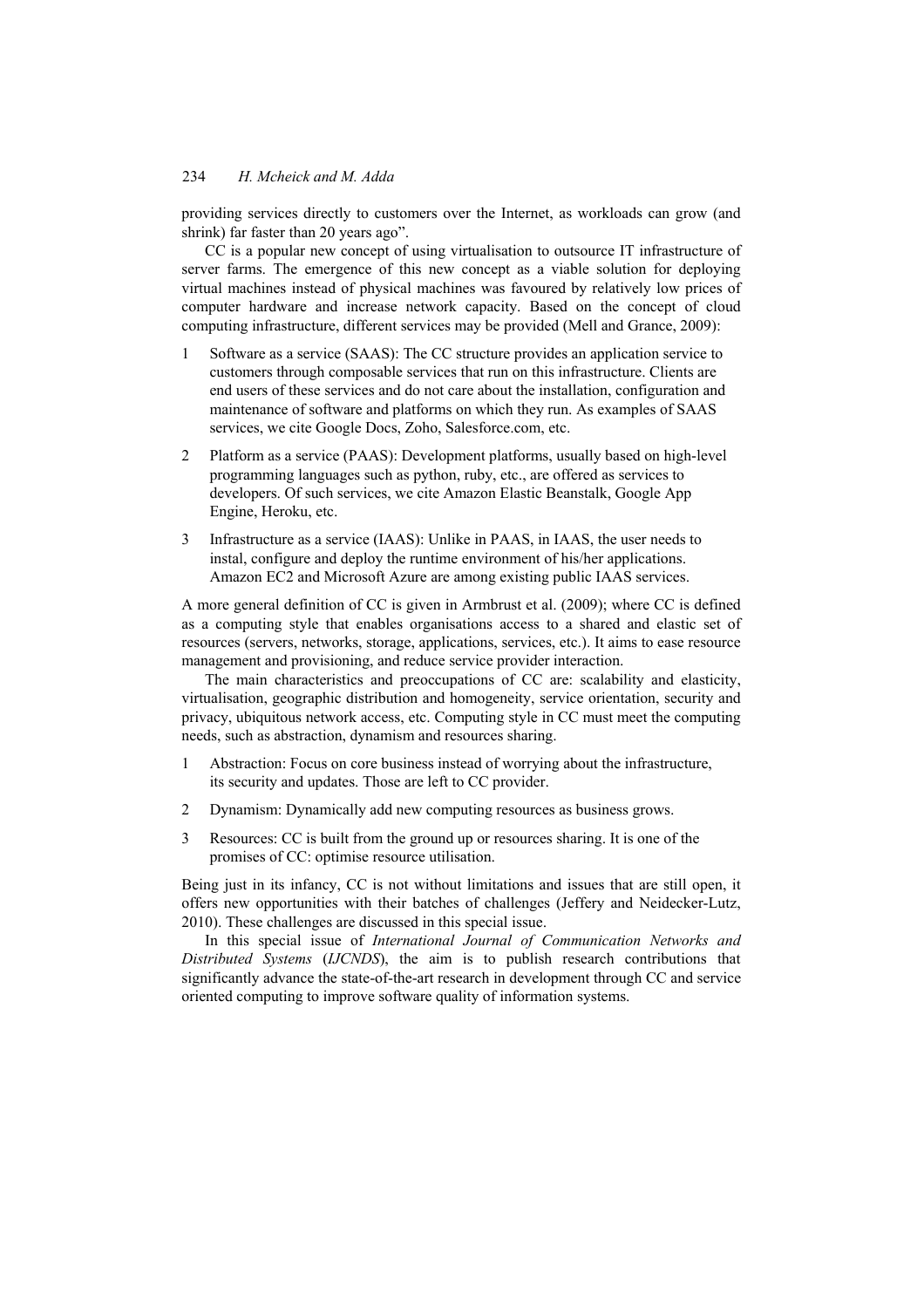providing services directly to customers over the Internet, as workloads can grow (and shrink) far faster than 20 years ago".

CC is a popular new concept of using virtualisation to outsource IT infrastructure of server farms. The emergence of this new concept as a viable solution for deploying virtual machines instead of physical machines was favoured by relatively low prices of computer hardware and increase network capacity. Based on the concept of cloud computing infrastructure, different services may be provided (Mell and Grance, 2009):

1. Software as a service (SAAS): The CC structure provides an application service to customers through composable services that run on this infrastructure. Clients are end users of these services and do not care about the installation, configuration and maintenance of software and platforms on which they run. As examples of SAAS services, we cite Google Docs, Zoho, Salesforce.com, etc.
2. Platform as a service (PAAS): Development platforms, usually based on high-level programming languages such as python, ruby, etc., are offered as services to developers. Of such services, we cite Amazon Elastic Beanstalk, Google App Engine, Heroku, etc.
3. Infrastructure as a service (IAAS): Unlike in PAAS, in IAAS, the user needs to instal, configure and deploy the runtime environment of his/her applications. Amazon EC2 and Microsoft Azure are among existing public IAAS services.

A more general definition of CC is given in Armbrust et al. (2009); where CC is defined as a computing style that enables organisations access to a shared and elastic set of resources (servers, networks, storage, applications, services, etc.). It aims to ease resource management and provisioning, and reduce service provider interaction.

The main characteristics and preoccupations of CC are: scalability and elasticity, virtualisation, geographic distribution and homogeneity, service orientation, security and privacy, ubiquitous network access, etc. Computing style in CC must meet the computing needs, such as abstraction, dynamism and resources sharing.

1. Abstraction: Focus on core business instead of worrying about the infrastructure, its security and updates. Those are left to CC provider.
2. Dynamism: Dynamically add new computing resources as business grows.
3. Resources: CC is built from the ground up or resources sharing. It is one of the promises of CC: optimise resource utilisation.

Being just in its infancy, CC is not without limitations and issues that are still open, it offers new opportunities with their batches of challenges (Jeffery and Neidecker-Lutz, 2010). These challenges are discussed in this special issue.

In this special issue of *International Journal of Communication Networks and Distributed Systems* (*IJCNDS*), the aim is to publish research contributions that significantly advance the state-of-the-art research in development through CC and service oriented computing to improve software quality of information systems.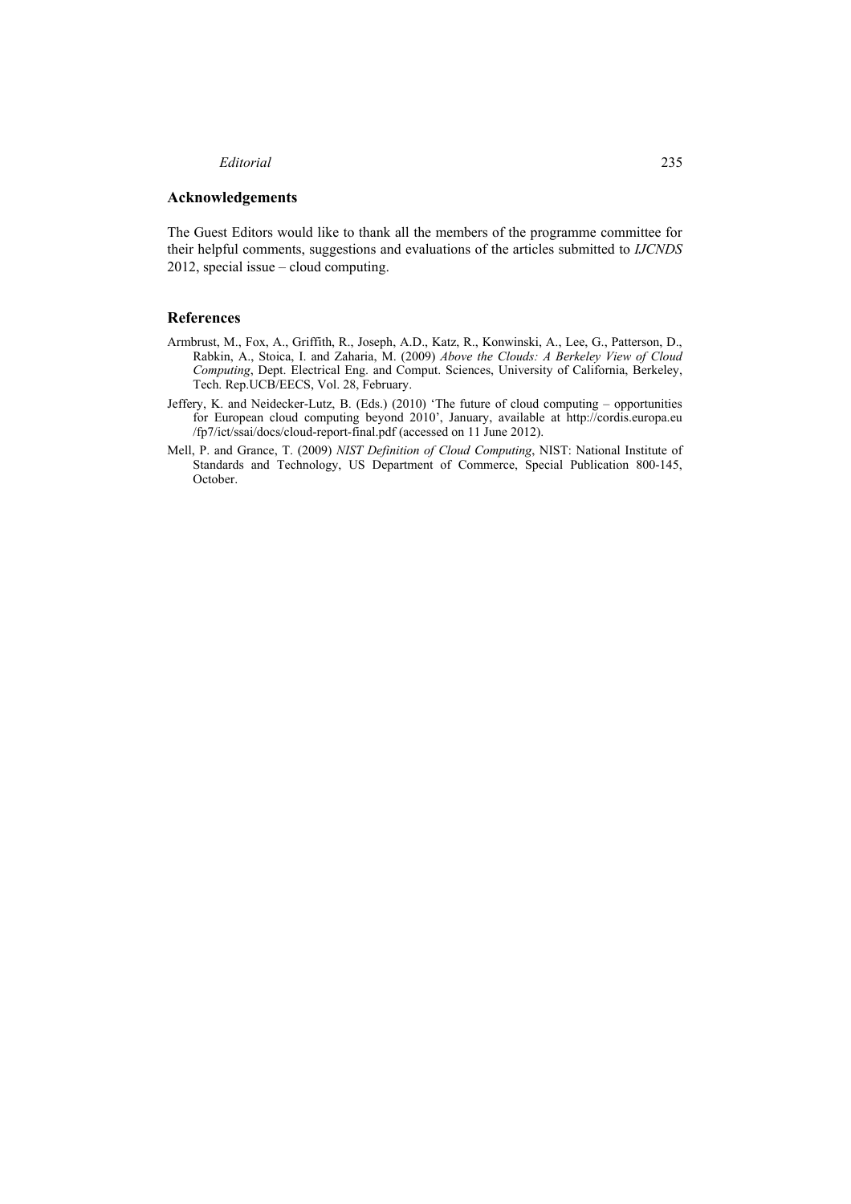## Acknowledgements

The Guest Editors would like to thank all the members of the programme committee for their helpful comments, suggestions and evaluations of the articles submitted to *IJCNDS* 2012, special issue – cloud computing.

## References

Armbrust, M., Fox, A., Griffith, R., Joseph, A.D., Katz, R., Konwinski, A., Lee, G., Patterson, D., Rabkin, A., Stoica, I. and Zaharia, M. (2009) *Above the Clouds: A Berkeley View of Cloud Computing*, Dept. Electrical Eng. and Comput. Sciences, University of California, Berkeley, Tech. Rep.UCB/EECS, Vol. 28, February.

Jeffery, K. and Neidecker-Lutz, B. (Eds.) (2010) 'The future of cloud computing – opportunities for European cloud computing beyond 2010', January, available at http://cordis.europa.eu /fp7/ict/ssai/docs/cloud-report-final.pdf (accessed on 11 June 2012).

Mell, P. and Grance, T. (2009) *NIST Definition of Cloud Computing*, NIST: National Institute of Standards and Technology, US Department of Commerce, Special Publication 800-145, October.